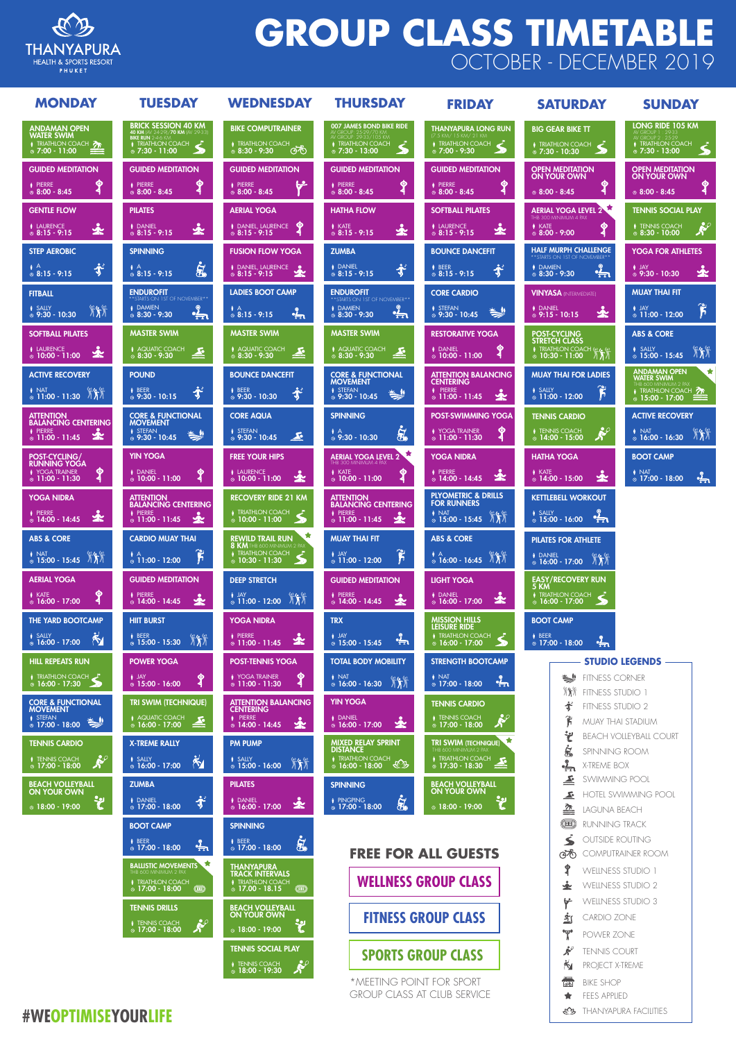THANYAPURA
HEALTH & SPORTS RESORT
PHUKET

# GROUP CLASS TIMETABLE

## OCTOBER - DECEMBER 2019

## MONDAY

- **ANDAMAN OPEN WATER SWIM** — TRIATHLON COACH — 7:00 - 11:00
- **GUIDED MEDITATION** — PIERRE — 8:00 - 8:45
- **GENTLE FLOW** — LAURENCE — 8:15 - 9:15
- **STEP AEROBIC** — A — 8:15 - 9:15
- **FITBALL** — SALLY — 9:30 - 10:30
- **SOFTBALL PILATES** — LAURENCE — 10:00 - 11:00
- **ACTIVE RECOVERY** — NAT — 11:00 - 11:30
- **ATTENTION BALANCING CENTERING** — PIERRE — 11:00 - 11:45
- **POST-CYCLING/ RUNNING YOGA** — YOGA TRAINER — 11:00 - 11:30
- **YOGA NIDRA** — PIERRE — 14:00 - 14:45
- **ABS & CORE** — NAT — 15:00 - 15:45
- **AERIAL YOGA** — KATE — 16:00 - 17:00
- **THE YARD BOOTCAMP** — SALLY — 16:00 - 17:00
- **HILL REPEATS RUN** — TRIATHLON COACH — 16:00 - 17:30
- **CORE & FUNCTIONAL MOVEMENT** — STEFAN — 17:00 - 18:00
- **TENNIS CARDIO** — TENNIS COACH — 17:00 - 18:00
- **BEACH VOLLEYBALL ON YOUR OWN** — 18:00 - 19:00

## TUESDAY

- **BRICK SESSION 40 KM** — 40 KM (AV 24-29) / 70 KM (AV 29-33), BIKE RUN 2-4-6 KM — TRIATHLON COACH — 7:30 - 11:00
- **GUIDED MEDITATION** — PIERRE — 8:00 - 8:45
- **PILATES** — DANIEL — 8:15 - 9:15
- **SPINNING** — A — 8:15 - 9:15
- **ENDUROFIT** — **STARTS ON 1ST OF NOVEMBER** — DAMIEN — 8:30 - 9:30
- **MASTER SWIM** — AQUATIC COACH — 8:30 - 9:30
- **POUND** — BEER — 9:30 - 10:15
- **CORE & FUNCTIONAL MOVEMENT** — STEFAN — 9:30 - 10:45
- **YIN YOGA** — DANIEL — 10:00 - 11:00
- **ATTENTION BALANCING CENTERING** — PIERRE — 11:00 - 11:45
- **CARDIO MUAY THAI** — A — 11:00 - 12:00
- **GUIDED MEDITATION** — PIERRE — 14:00 - 14:45
- **HIIT BURST** — BEER — 15:00 - 15:30
- **POWER YOGA** — JAY — 15:00 - 16:00
- **TRI SWIM (TECHNIQUE)** — AQUATIC COACH — 16:00 - 17:00
- **X-TREME RALLY** — SALLY — 16:00 - 17:00
- **ZUMBA** — DANIEL — 17:00 - 18:00
- **BOOT CAMP** — BEER — 17:00 - 18:00
- **BALLISTIC MOVEMENTS** ★ — THB 600 MINIMUM 2 PAX — TRIATHLON COACH — 17:00 - 18:00
- **TENNIS DRILLS** — TENNIS COACH — 17:00 - 18:00

## WEDNESDAY

- **BIKE COMPUTRAINER** — TRIATHLON COACH — 8:30 - 9:30
- **GUIDED MEDITATION** — PIERRE — 8:00 - 8:45
- **AERIAL YOGA** — DANIEL, LAURENCE — 8:15 - 9:15
- **FUSION FLOW YOGA** — DANIEL, LAURENCE — 8:15 - 9:15
- **LADIES BOOT CAMP** — A — 8:15 - 9:15
- **MASTER SWIM** — AQUATIC COACH — 8:30 - 9:30
- **BOUNCE DANCEFIT** — BEER — 9:30 - 10:30
- **CORE AQUA** — STEFAN — 9:30 - 10:45
- **FREE YOUR HIPS** — LAURENCE — 10:00 - 11:00
- **RECOVERY RIDE 21 KM** — TRIATHLON COACH — 10:00 - 11:00
- **REWILD TRAIL RUN 8 KM** ★ — THB 600 MINIMUM 2 PAX — TRIATHLON COACH — 10:30 - 11:30
- **DEEP STRETCH** — JAY — 11:00 - 12:00
- **YOGA NIDRA** — PIERRE — 11:00 - 11:45
- **POST-TENNIS YOGA** — YOGA TRAINER — 11:00 - 11:30
- **ATTENTION BALANCING CENTERING** — PIERRE — 14:00 - 14:45
- **PM PUMP** — SALLY — 15:00 - 16:00
- **PILATES** — DANIEL — 16:00 - 17:00
- **SPINNING** — BEER — 17:00 - 18:00
- **THANYAPURA TRACK INTERVALS** — TRIATHLON COACH — 17.00 - 18.15
- **BEACH VOLLEYBALL ON YOUR OWN** — 18:00 - 19:00
- **TENNIS SOCIAL PLAY** — TENNIS COACH — 18:00 - 19:30

## THURSDAY

- **007 JAMES BOND BIKE RIDE** — AV GROUP: 25-29/70 KM, AV GROUP: 29-33/105 KM — TRIATHLON COACH — 7:30 - 13:00
- **GUIDED MEDITATION** — PIERRE — 8:00 - 8:45
- **HATHA FLOW** — KATE — 8:15 - 9:15
- **ZUMBA** — DANIEL — 8:15 - 9:15
- **ENDUROFIT** — **STARTS ON 1ST OF NOVEMBER** — DAMIEN — 8:30 - 9:30
- **MASTER SWIM** — AQUATIC COACH — 8:30 - 9:30
- **CORE & FUNCTIONAL MOVEMENT** — STEFAN — 9:30 - 10:45
- **SPINNING** — A — 9:30 - 10:30
- **AERIAL YOGA LEVEL 2** ★ — THB 300 MINIMUM 4 PAX — KATE — 10:00 - 11:00
- **ATTENTION BALANCING CENTERING** — PIERRE — 11:00 - 11:45
- **MUAY THAI FIT** — JAY — 11:00 - 12:00
- **GUIDED MEDITATION** — PIERRE — 14:00 - 14:45
- **TRX** — JAY — 15:00 - 15:45
- **TOTAL BODY MOBILITY** — NAT — 16:00 - 16:30
- **YIN YOGA** — DANIEL — 16:00 - 17:00
- **MIXED RELAY SPRINT DISTANCE** — TRIATHLON COACH — 16:00 - 18:00
- **SPINNING** — PINGPING — 17:00 - 18:00

## FRIDAY

- **THANYAPURA LONG RUN** — 7.5 KM / 15 KM / 21 KM — TRIATHLON COACH — 7:00 - 9:30
- **GUIDED MEDITATION** — PIERRE — 8:00 - 8:45
- **SOFTBALL PILATES** — LAURENCE — 8:15 - 9:15
- **BOUNCE DANCEFIT** — BEER — 8:15 - 9:15
- **CORE CARDIO** — STEFAN — 9:30 - 10:45
- **RESTORATIVE YOGA** — DANIEL — 10:00 - 11:00
- **ATTENTION BALANCING CENTERING** — PIERRE — 11:00 - 11:45
- **POST-SWIMMING YOGA** — YOGA TRAINER — 11:00 - 11:30
- **YOGA NIDRA** — PIERRE — 14:00 - 14:45
- **PLYOMETRIC & DRILLS FOR RUNNERS** — NAT — 15:00 - 15:45
- **ABS & CORE** — A — 16:00 - 16:45
- **LIGHT YOGA** — DANIEL — 16:00 - 17:00
- **MISSION HILLS LEISURE RIDE** — TRIATHLON COACH — 16:00 - 17:00
- **STRENGTH BOOTCAMP** — NAT — 17:00 - 18:00
- **TENNIS CARDIO** — TENNIS COACH — 17:00 - 18:00
- **TRI SWIM (TECHNIQUE)** ★ — THB 600 MINIMUM 2 PAX — TRIATHLON COACH — 17:30 - 18:30
- **BEACH VOLLEYBALL ON YOUR OWN** — 18:00 - 19:00

## SATURDAY

- **BIG GEAR BIKE TT** — TRIATHLON COACH — 7:30 - 10:30
- **OPEN MEDITATION ON YOUR OWN** — 8:00 - 8:45
- **AERIAL YOGA LEVEL 2** ★ — THB 300 MINIMUM 4 PAX — KATE — 8:00 - 9:00
- **HALF MURPH CHALLENGE** — **STARTS ON 1ST OF NOVEMBER** — DAMIEN — 8:30 - 9:30
- **VINYASA** (INTERMEDIATE) — DANIEL — 9:15 - 10:15
- **POST-CYCLING STRETCH CLASS** — TRIATHLON COACH — 10:30 - 11:00
- **MUAY THAI FOR LADIES** — SALLY — 11:00 - 12:00
- **TENNIS CARDIO** — TENNIS COACH — 14:00 - 15:00
- **HATHA YOGA** — KATE — 14:00 - 15:00
- **KETTLEBELL WORKOUT** — SALLY — 15:00 - 16:00
- **PILATES FOR ATHLETE** — DANIEL — 16:00 - 17:00
- **EASY/RECOVERY RUN 5 KM** — TRIATHLON COACH — 16:00 - 17:00
- **BOOT CAMP** — BEER — 17:00 - 18:00

## SUNDAY

- **LONG RIDE 105 KM** — AV GROUP 1: 29-33, AV GROUP 2: 25-29 — TRIATHLON COACH — 7:30 - 13:00
- **OPEN MEDITATION ON YOUR OWN** — 8:00 - 8:45
- **TENNIS SOCIAL PLAY** — TENNIS COACH — 8:30 - 10:00
- **YOGA FOR ATHLETES** — JAY — 9:30 - 10:30
- **MUAY THAI FIT** — JAY — 11:00 - 12:00
- **ABS & CORE** — SALLY — 15:00 - 15:45
- **ANDAMAN OPEN WATER SWIM** ★ — THB 600 MINIMUM 2 PAX — TRIATHLON COACH — 15:00 - 17:00
- **ACTIVE RECOVERY** — NAT — 16:00 - 16:30
- **BOOT CAMP** — NAT — 17:00 - 18:00

## FREE FOR ALL GUESTS

- WELLNESS GROUP CLASS
- FITNESS GROUP CLASS
- SPORTS GROUP CLASS

*MEETING POINT FOR SPORT GROUP CLASS AT CLUB SERVICE

## STUDIO LEGENDS

- FITNESS CORNER
- FITNESS STUDIO 1
- FITNESS STUDIO 2
- MUAY THAI STADIUM
- BEACH VOLLEYBALL COURT
- SPINNING ROOM
- X-TREME BOX
- SWIMMING POOL
- HOTEL SWIMMING POOL
- LAGUNA BEACH
- RUNNING TRACK
- OUTSIDE ROUTING
- COMPUTRAINER ROOM
- WELLNESS STUDIO 1
- WELLNESS STUDIO 2
- WELLNESS STUDIO 3
- CARDIO ZONE
- POWER ZONE
- TENNIS COURT
- PROJECT X-TREME
- BIKE SHOP
- ★ FEES APPLIED
- THANYAPURA FACILITIES

#WEOPTIMISEYOURLIFE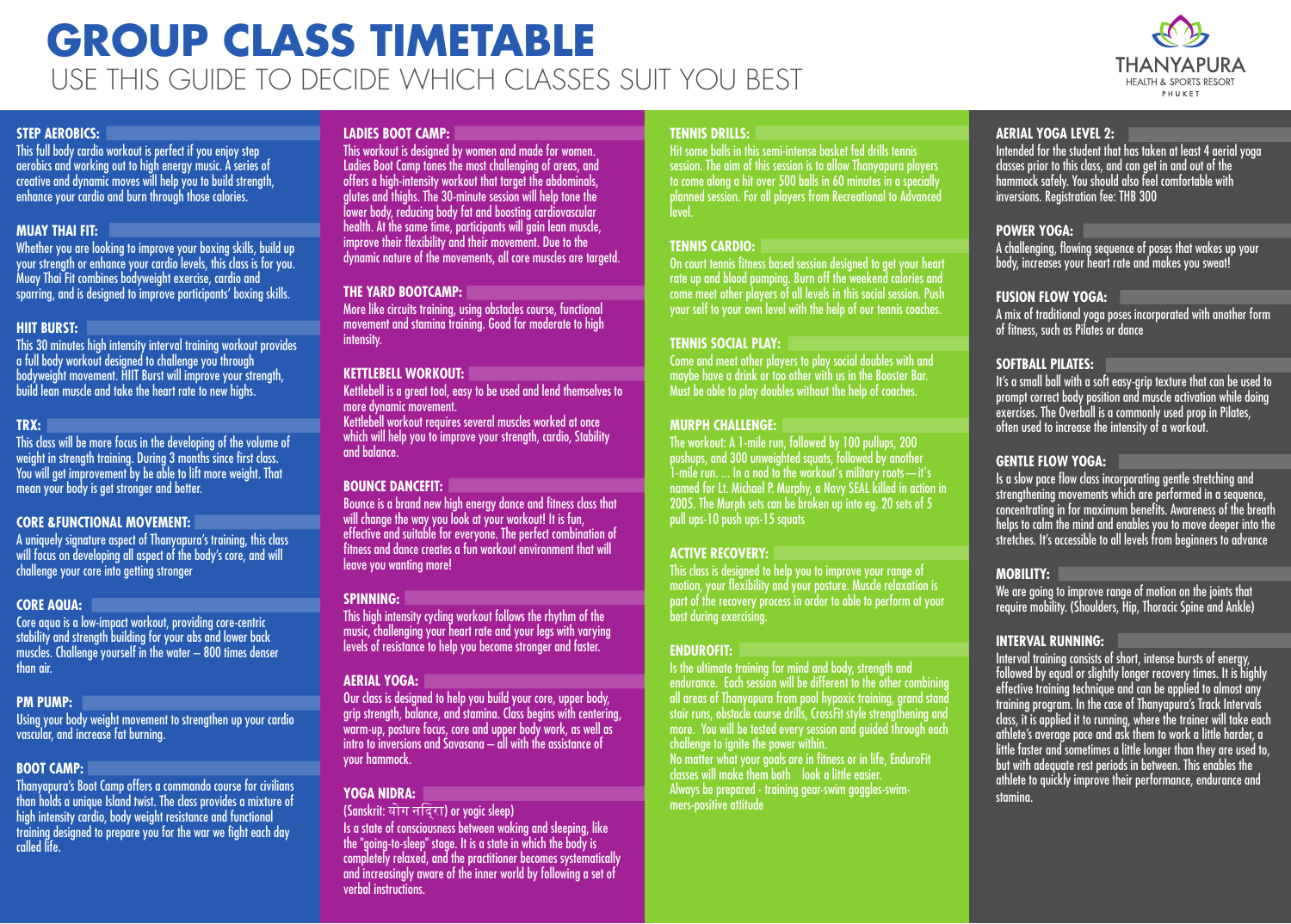# GROUP CLASS TIMETABLE

USE THIS GUIDE TO DECIDE WHICH CLASSES SUIT YOU BEST

THANYAPURA
HEALTH & SPORTS RESORT
PHUKET

### STEP AEROBICS:

This full body cardio workout is perfect if you enjoy step aerobics and working out to high energy music. A series of creative and dynamic moves will help you to build strength, enhance your cardio and burn through those calories.

### MUAY THAI FIT:

Whether you are looking to improve your boxing skills, build up your strength or enhance your cardio levels, this class is for you. Muay Thai Fit combines bodyweight exercise, cardio and sparring, and is designed to improve participants' boxing skills.

### HIIT BURST:

This 30 minutes high intensity interval training workout provides a full body workout designed to challenge you through bodyweight movement. HIIT Burst will improve your strength, build lean muscle and take the heart rate to new highs.

### TRX:

This class will be more focus in the developing of the volume of weight in strength training. During 3 months since first class. You will get improvement by be able to lift more weight. That mean your body is get stronger and better.

### CORE &FUNCTIONAL MOVEMENT:

A uniquely signature aspect of Thanyapura's training, this class will focus on developing all aspect of the body's core, and will challenge your core into getting stronger

### CORE AQUA:

Core aqua is a low-impact workout, providing core-centric stability and strength building for your abs and lower back muscles. Challenge yourself in the water – 800 times denser than air.

### PM PUMP:

Using your body weight movement to strengthen up your cardio vascular, and increase fat burning.

### BOOT CAMP:

Thanyapura's Boot Camp offers a commando course for civilians than holds a unique Island twist. The class provides a mixture of high intensity cardio, body weight resistance and functional training designed to prepare you for the war we fight each day called life.

### LADIES BOOT CAMP:

This workout is designed by women and made for women. Ladies Boot Camp tones the most challenging of areas, and offers a high-intensity workout that target the abdominals, glutes and thighs. The 30-minute session will help tone the lower body, reducing body fat and boosting cardiovascular health. At the same time, participants will gain lean muscle, improve their flexibility and their movement. Due to the dynamic nature of the movements, all core muscles are targetd.

### THE YARD BOOTCAMP:

More like circuits training, using obstacles course, functional movement and stamina training. Good for moderate to high intensity.

### KETTLEBELL WORKOUT:

Kettlebell is a great tool, easy to be used and lend themselves to more dynamic movement.
Kettlebell workout requires several muscles worked at once which will help you to improve your strength, cardio, Stability and balance.

### BOUNCE DANCEFIT:

Bounce is a brand new high energy dance and fitness class that will change the way you look at your workout! It is fun, effective and suitable for everyone. The perfect combination of fitness and dance creates a fun workout environment that will leave you wanting more!

### SPINNING:

This high intensity cycling workout follows the rhythm of the music, challenging your heart rate and your legs with varying levels of resistance to help you become stronger and faster.

### AERIAL YOGA:

Our class is designed to help you build your core, upper body, grip strength, balance, and stamina. Class begins with centering, warm-up, posture focus, core and upper body work, as well as intro to inversions and Savasana – all with the assistance of your hammock.

### YOGA NIDRA:

(Sanskrit: योग निद्रा) or yogic sleep)
Is a state of consciousness between waking and sleeping, like the "going-to-sleep" stage. It is a state in which the body is completely relaxed, and the practitioner becomes systematically and increasingly aware of the inner world by following a set of verbal instructions.

### TENNIS DRILLS:

Hit some balls in this semi-intense basket fed drills tennis session. The aim of this session is to allow Thanyapura players to come along a hit over 500 balls in 60 minutes in a specially planned session. For all players from Recreational to Advanced level.

### TENNIS CARDIO:

On court tennis fitness based session designed to get your heart rate up and blood pumping. Burn off the weekend calories and come meet other players of all levels in this social session. Push your self to your own level with the help of our tennis coaches.

### TENNIS SOCIAL PLAY:

Come and meet other players to play social doubles with and maybe have a drink or too other with us in the Booster Bar. Must be able to play doubles without the help of coaches.

### MURPH CHALLENGE:

The workout: A 1-mile run, followed by 100 pullups, 200 pushups, and 300 unweighted squats, followed by another 1-mile run. ... In a nod to the workout's military roots—it's named for Lt. Michael P. Murphy, a Navy SEAL killed in action in 2005. The Murph sets can be broken up into eg. 20 sets of 5 pull ups-10 push ups-15 squats

### ACTIVE RECOVERY:

This class is designed to help you to improve your range of motion, your flexibility and your posture. Muscle relaxation is part of the recovery process in order to able to perform at your best during exercising.

### ENDUROFIT:

Is the ultimate training for mind and body, strength and endurance. Each session will be different to the other combining all areas of Thanyapura from pool hypoxic training, grand stand stair runs, obstacle course drills, CrossFit style strengthening and more. You will be tested every session and guided through each challenge to ignite the power within.
No matter what your goals are in fitness or in life, EnduroFit classes will make them both look a little easier.
Always be prepared - training gear-swim goggles-swim-mers-positive attitude

### AERIAL YOGA LEVEL 2:

Intended for the student that has taken at least 4 aerial yoga classes prior to this class, and can get in and out of the hammock safely. You should also feel comfortable with inversions. Registration fee: THB 300

### POWER YOGA:

A challenging, flowing sequence of poses that wakes up your body, increases your heart rate and makes you sweat!

### FUSION FLOW YOGA:

A mix of traditional yoga poses incorporated with another form of fitness, such as Pilates or dance

### SOFTBALL PILATES:

It's a small ball with a soft easy-grip texture that can be used to prompt correct body position and muscle activation while doing exercises. The Overball is a commonly used prop in Pilates, often used to increase the intensity of a workout.

### GENTLE FLOW YOGA:

Is a slow pace flow class incorporating gentle stretching and strengthening movements which are performed in a sequence, concentrating in for maximum benefits. Awareness of the breath helps to calm the mind and enables you to move deeper into the stretches. It's accessible to all levels from beginners to advance

### MOBILITY:

We are going to improve range of motion on the joints that require mobility. (Shoulders, Hip, Thoracic Spine and Ankle)

### INTERVAL RUNNING:

Interval training consists of short, intense bursts of energy, followed by equal or slightly longer recovery times. It is highly effective training technique and can be applied to almost any training program. In the case of Thanyapura's Track Intervals class, it is applied it to running, where the trainer will take each athlete's average pace and ask them to work a little harder, a little faster and sometimes a little longer than they are used to, but with adequate rest periods in between. This enables the athlete to quickly improve their performance, endurance and stamina.